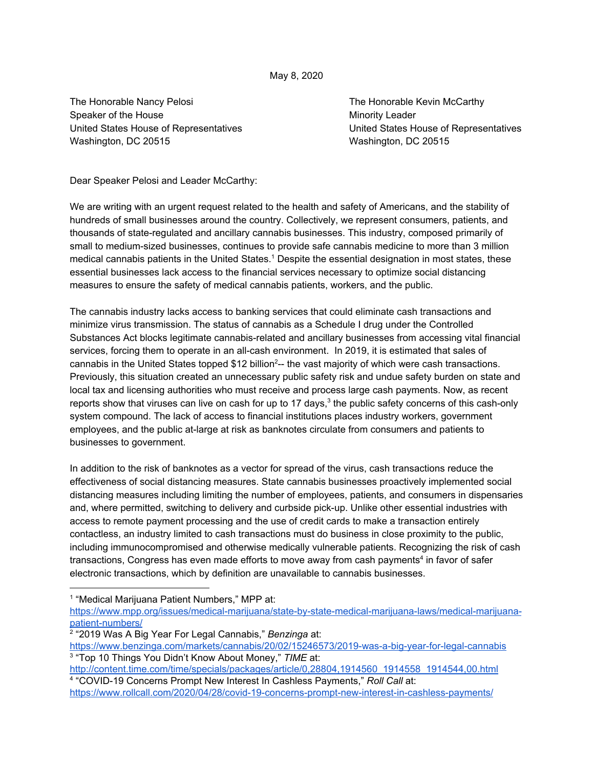May 8, 2020

The Honorable Nancy Pelosi
Speaker of the House
United States House of Representatives
Washington, DC 20515

The Honorable Kevin McCarthy
Minority Leader
United States House of Representatives
Washington, DC 20515

Dear Speaker Pelosi and Leader McCarthy:

We are writing with an urgent request related to the health and safety of Americans, and the stability of hundreds of small businesses around the country. Collectively, we represent consumers, patients, and thousands of state-regulated and ancillary cannabis businesses. This industry, composed primarily of small to medium-sized businesses, continues to provide safe cannabis medicine to more than 3 million medical cannabis patients in the United States.[1] Despite the essential designation in most states, these essential businesses lack access to the financial services necessary to optimize social distancing measures to ensure the safety of medical cannabis patients, workers, and the public.

The cannabis industry lacks access to banking services that could eliminate cash transactions and minimize virus transmission. The status of cannabis as a Schedule I drug under the Controlled Substances Act blocks legitimate cannabis-related and ancillary businesses from accessing vital financial services, forcing them to operate in an all-cash environment. In 2019, it is estimated that sales of cannabis in the United States topped $12 billion[2]-- the vast majority of which were cash transactions. Previously, this situation created an unnecessary public safety risk and undue safety burden on state and local tax and licensing authorities who must receive and process large cash payments. Now, as recent reports show that viruses can live on cash for up to 17 days,[3] the public safety concerns of this cash-only system compound. The lack of access to financial institutions places industry workers, government employees, and the public at-large at risk as banknotes circulate from consumers and patients to businesses to government.

In addition to the risk of banknotes as a vector for spread of the virus, cash transactions reduce the effectiveness of social distancing measures. State cannabis businesses proactively implemented social distancing measures including limiting the number of employees, patients, and consumers in dispensaries and, where permitted, switching to delivery and curbside pick-up. Unlike other essential industries with access to remote payment processing and the use of credit cards to make a transaction entirely contactless, an industry limited to cash transactions must do business in close proximity to the public, including immunocompromised and otherwise medically vulnerable patients. Recognizing the risk of cash transactions, Congress has even made efforts to move away from cash payments[4] in favor of safer electronic transactions, which by definition are unavailable to cannabis businesses.

---

[1] "Medical Marijuana Patient Numbers," MPP at: https://www.mpp.org/issues/medical-marijuana/state-by-state-medical-marijuana-laws/medical-marijuana-patient-numbers/

[2] "2019 Was A Big Year For Legal Cannabis," *Benzinga* at: https://www.benzinga.com/markets/cannabis/20/02/15246573/2019-was-a-big-year-for-legal-cannabis

[3] "Top 10 Things You Didn't Know About Money," *TIME* at: http://content.time.com/time/specials/packages/article/0,28804,1914560_1914558_1914544,00.html

[4] "COVID-19 Concerns Prompt New Interest In Cashless Payments," *Roll Call* at: https://www.rollcall.com/2020/04/28/covid-19-concerns-prompt-new-interest-in-cashless-payments/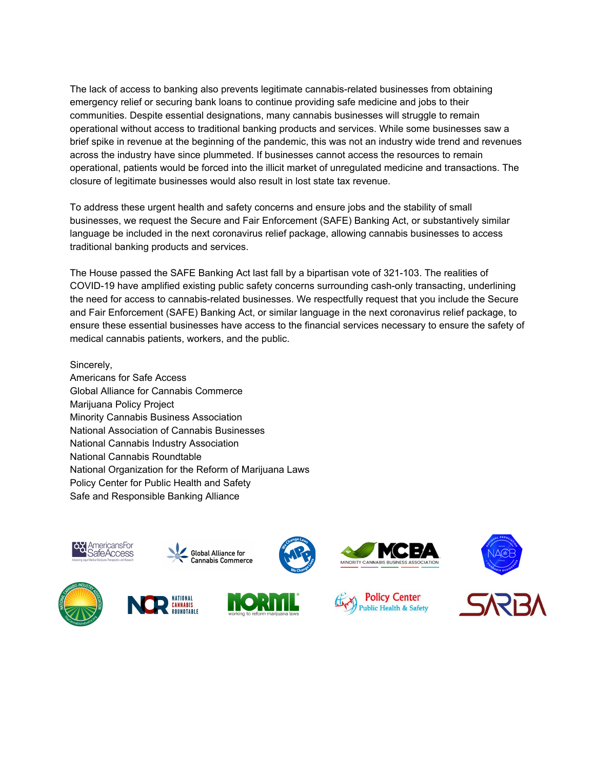The lack of access to banking also prevents legitimate cannabis-related businesses from obtaining emergency relief or securing bank loans to continue providing safe medicine and jobs to their communities. Despite essential designations, many cannabis businesses will struggle to remain operational without access to traditional banking products and services. While some businesses saw a brief spike in revenue at the beginning of the pandemic, this was not an industry wide trend and revenues across the industry have since plummeted. If businesses cannot access the resources to remain operational, patients would be forced into the illicit market of unregulated medicine and transactions. The closure of legitimate businesses would also result in lost state tax revenue.

To address these urgent health and safety concerns and ensure jobs and the stability of small businesses, we request the Secure and Fair Enforcement (SAFE) Banking Act, or substantively similar language be included in the next coronavirus relief package, allowing cannabis businesses to access traditional banking products and services.

The House passed the SAFE Banking Act last fall by a bipartisan vote of 321-103. The realities of COVID-19 have amplified existing public safety concerns surrounding cash-only transacting, underlining the need for access to cannabis-related businesses. We respectfully request that you include the Secure and Fair Enforcement (SAFE) Banking Act, or similar language in the next coronavirus relief package, to ensure these essential businesses have access to the financial services necessary to ensure the safety of medical cannabis patients, workers, and the public.

Sincerely,
Americans for Safe Access
Global Alliance for Cannabis Commerce
Marijuana Policy Project
Minority Cannabis Business Association
National Association of Cannabis Businesses
National Cannabis Industry Association
National Cannabis Roundtable
National Organization for the Reform of Marijuana Laws
Policy Center for Public Health and Safety
Safe and Responsible Banking Alliance